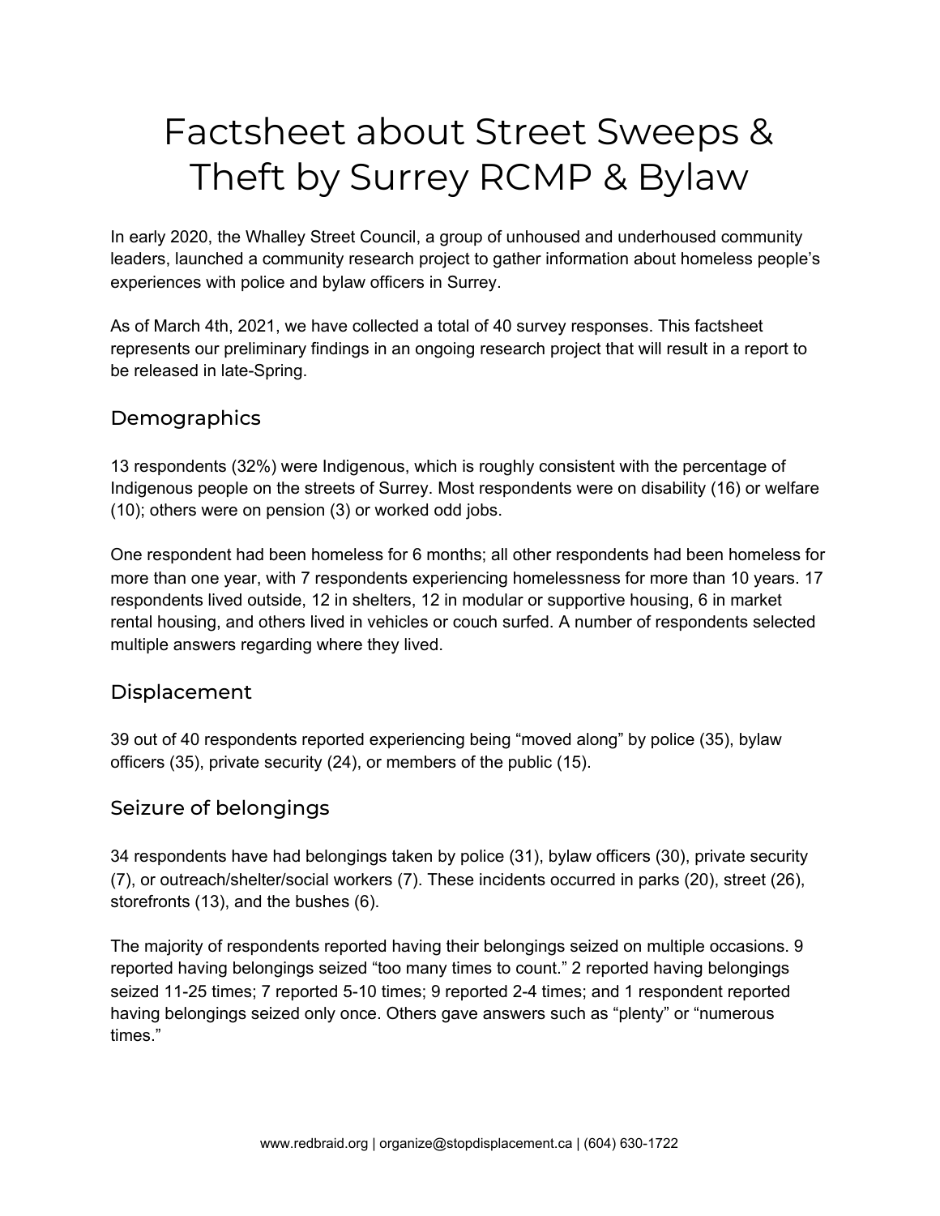# Factsheet about Street Sweeps & Theft by Surrey RCMP & Bylaw

In early 2020, the Whalley Street Council, a group of unhoused and underhoused community leaders, launched a community research project to gather information about homeless people's experiences with police and bylaw officers in Surrey.

As of March 4th, 2021, we have collected a total of 40 survey responses. This factsheet represents our preliminary findings in an ongoing research project that will result in a report to be released in late-Spring.

## Demographics

13 respondents (32%) were Indigenous, which is roughly consistent with the percentage of Indigenous people on the streets of Surrey. Most respondents were on disability (16) or welfare (10); others were on pension (3) or worked odd jobs.

One respondent had been homeless for 6 months; all other respondents had been homeless for more than one year, with 7 respondents experiencing homelessness for more than 10 years. 17 respondents lived outside, 12 in shelters, 12 in modular or supportive housing, 6 in market rental housing, and others lived in vehicles or couch surfed. A number of respondents selected multiple answers regarding where they lived.

## Displacement

39 out of 40 respondents reported experiencing being "moved along" by police (35), bylaw officers (35), private security (24), or members of the public (15).

## Seizure of belongings

34 respondents have had belongings taken by police (31), bylaw officers (30), private security (7), or outreach/shelter/social workers (7). These incidents occurred in parks (20), street (26), storefronts (13), and the bushes (6).

The majority of respondents reported having their belongings seized on multiple occasions. 9 reported having belongings seized "too many times to count." 2 reported having belongings seized 11-25 times; 7 reported 5-10 times; 9 reported 2-4 times; and 1 respondent reported having belongings seized only once. Others gave answers such as "plenty" or "numerous times."

www.redbraid.org | organize@stopdisplacement.ca | (604) 630-1722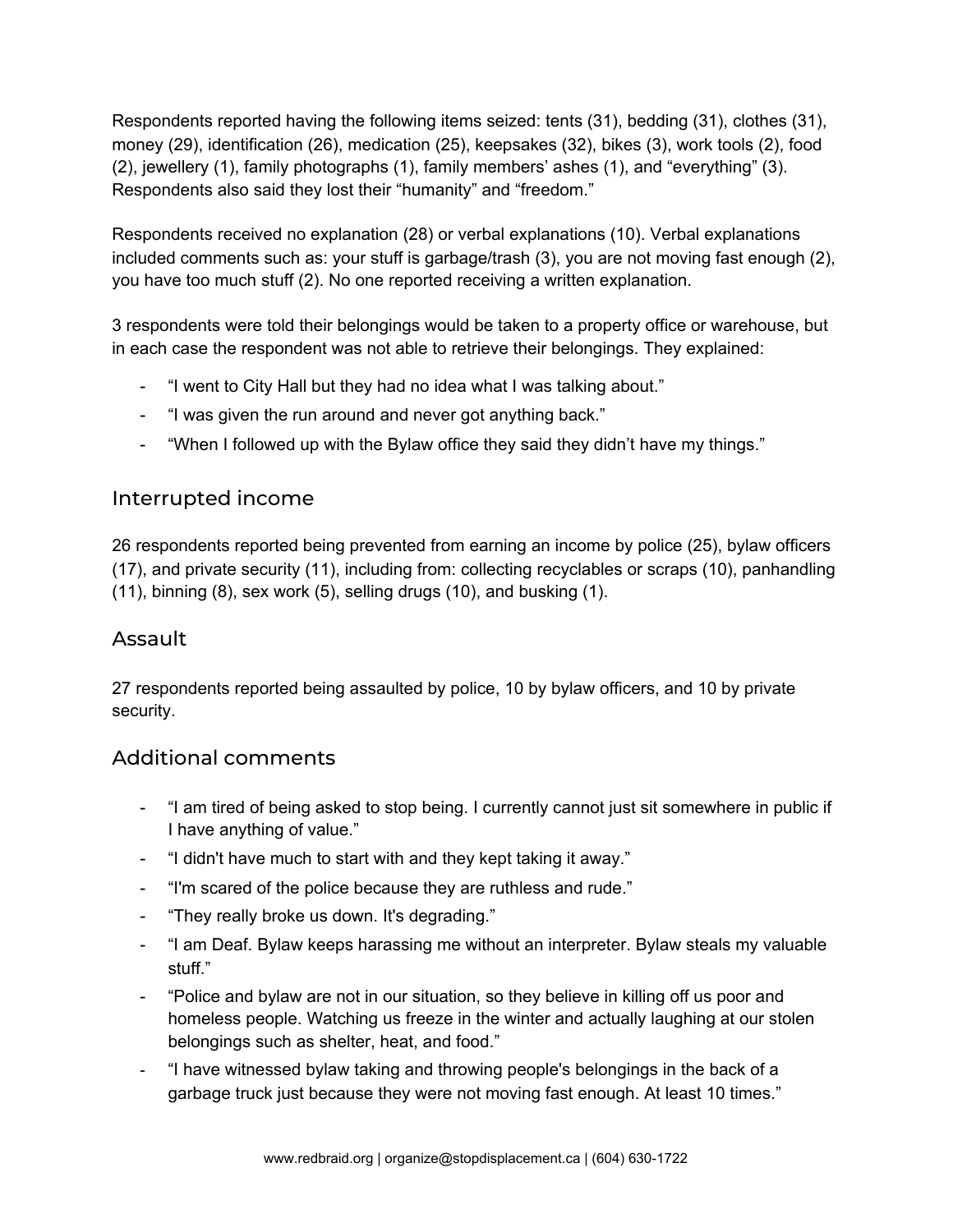Respondents reported having the following items seized: tents (31), bedding (31), clothes (31), money (29), identification (26), medication (25), keepsakes (32), bikes (3), work tools (2), food (2), jewellery (1), family photographs (1), family members' ashes (1), and "everything" (3). Respondents also said they lost their "humanity" and "freedom."

Respondents received no explanation (28) or verbal explanations (10). Verbal explanations included comments such as: your stuff is garbage/trash (3), you are not moving fast enough (2), you have too much stuff (2). No one reported receiving a written explanation.

3 respondents were told their belongings would be taken to a property office or warehouse, but in each case the respondent was not able to retrieve their belongings. They explained:

- "I went to City Hall but they had no idea what I was talking about."
- "I was given the run around and never got anything back."
- "When I followed up with the Bylaw office they said they didn't have my things."

## Interrupted income

26 respondents reported being prevented from earning an income by police (25), bylaw officers (17), and private security (11), including from: collecting recyclables or scraps (10), panhandling (11), binning (8), sex work (5), selling drugs (10), and busking (1).

## Assault

27 respondents reported being assaulted by police, 10 by bylaw officers, and 10 by private security.

## Additional comments

- "I am tired of being asked to stop being. I currently cannot just sit somewhere in public if I have anything of value."
- "I didn't have much to start with and they kept taking it away."
- "I'm scared of the police because they are ruthless and rude."
- "They really broke us down. It's degrading."
- "I am Deaf. Bylaw keeps harassing me without an interpreter. Bylaw steals my valuable stuff."
- "Police and bylaw are not in our situation, so they believe in killing off us poor and homeless people. Watching us freeze in the winter and actually laughing at our stolen belongings such as shelter, heat, and food."
- "I have witnessed bylaw taking and throwing people's belongings in the back of a garbage truck just because they were not moving fast enough. At least 10 times."